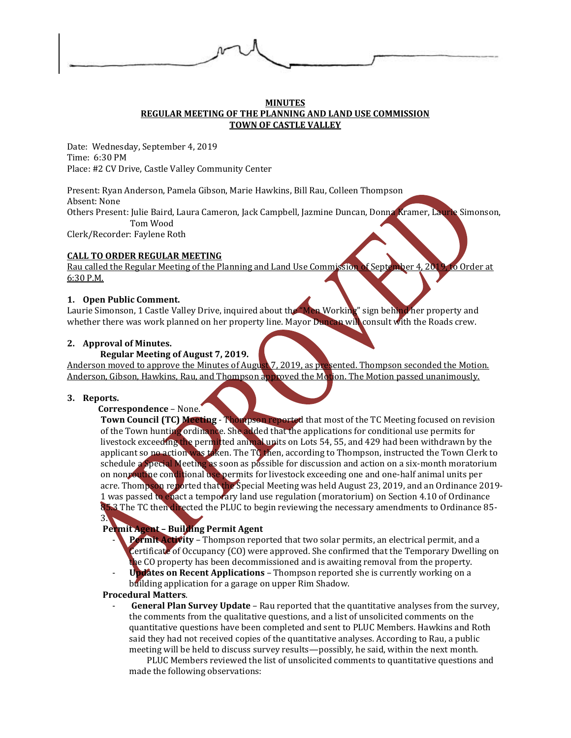**MINUTES**
**REGULAR MEETING OF THE PLANNING AND LAND USE COMMISSION**
**TOWN OF CASTLE VALLEY**

Date: Wednesday, September 4, 2019
Time: 6:30 PM
Place: #2 CV Drive, Castle Valley Community Center

Present: Ryan Anderson, Pamela Gibson, Marie Hawkins, Bill Rau, Colleen Thompson
Absent: None
Others Present: Julie Baird, Laura Cameron, Jack Campbell, Jazmine Duncan, Donna Kramer, Laurie Simonson, Tom Wood
Clerk/Recorder: Faylene Roth

**CALL TO ORDER REGULAR MEETING**

Rau called the Regular Meeting of the Planning and Land Use Commission of September 4, 2019, to Order at 6:30 P.M.

**1. Open Public Comment.**

Laurie Simonson, 1 Castle Valley Drive, inquired about the "Men Working" sign behind her property and whether there was work planned on her property line. Mayor Duncan will consult with the Roads crew.

**2. Approval of Minutes.**

**Regular Meeting of August 7, 2019.**

Anderson moved to approve the Minutes of August 7, 2019, as presented. Thompson seconded the Motion. Anderson, Gibson, Hawkins, Rau, and Thompson approved the Motion. The Motion passed unanimously.

**3. Reports.**

**Correspondence** – None.

**Town Council (TC) Meeting** - Thompson reported that most of the TC Meeting focused on revision of the Town hunting ordinance. She added that the applications for conditional use permits for livestock exceeding the permitted animal units on Lots 54, 55, and 429 had been withdrawn by the applicant so no action was taken. The TC then, according to Thompson, instructed the Town Clerk to schedule a Special Meeting as soon as possible for discussion and action on a six-month moratorium on nonroutine conditional use permits for livestock exceeding one and one-half animal units per acre. Thompson reported that the Special Meeting was held August 23, 2019, and an Ordinance 2019-1 was passed to enact a temporary land use regulation (moratorium) on Section 4.10 of Ordinance 85.3 The TC then directed the PLUC to begin reviewing the necessary amendments to Ordinance 85-3.

**Permit Agent – Building Permit Agent**

- **Permit Activity** – Thompson reported that two solar permits, an electrical permit, and a Certificate of Occupancy (CO) were approved. She confirmed that the Temporary Dwelling on the CO property has been decommissioned and is awaiting removal from the property.
- **Updates on Recent Applications** – Thompson reported she is currently working on a building application for a garage on upper Rim Shadow.

**Procedural Matters**.

- **General Plan Survey Update** – Rau reported that the quantitative analyses from the survey, the comments from the qualitative questions, and a list of unsolicited comments on the quantitative questions have been completed and sent to PLUC Members. Hawkins and Roth said they had not received copies of the quantitative analyses. According to Rau, a public meeting will be held to discuss survey results—possibly, he said, within the next month.

  PLUC Members reviewed the list of unsolicited comments to quantitative questions and made the following observations: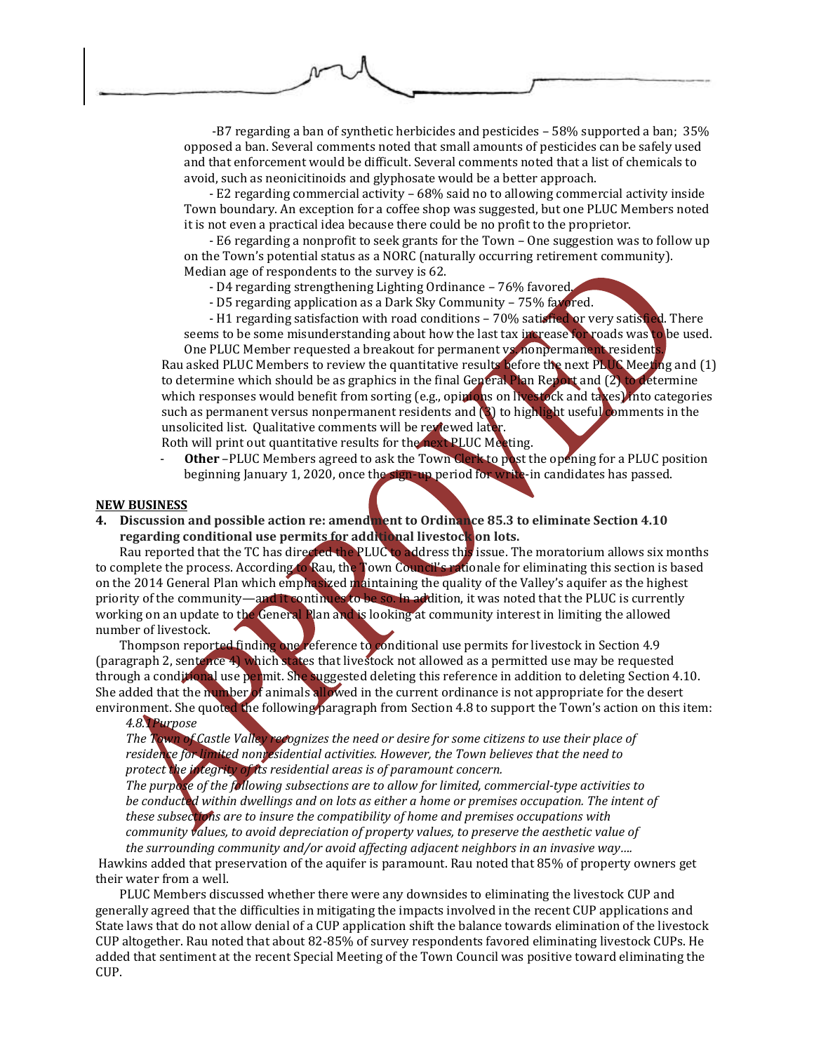-B7 regarding a ban of synthetic herbicides and pesticides – 58% supported a ban; 35% opposed a ban. Several comments noted that small amounts of pesticides can be safely used and that enforcement would be difficult. Several comments noted that a list of chemicals to avoid, such as neonicitinoids and glyphosate would be a better approach.

- E2 regarding commercial activity – 68% said no to allowing commercial activity inside Town boundary. An exception for a coffee shop was suggested, but one PLUC Members noted it is not even a practical idea because there could be no profit to the proprietor.

- E6 regarding a nonprofit to seek grants for the Town – One suggestion was to follow up on the Town's potential status as a NORC (naturally occurring retirement community). Median age of respondents to the survey is 62.

- D4 regarding strengthening Lighting Ordinance – 76% favored.

- D5 regarding application as a Dark Sky Community – 75% favored.

- H1 regarding satisfaction with road conditions – 70% satisfied or very satisfied. There seems to be some misunderstanding about how the last tax increase for roads was to be used. One PLUC Member requested a breakout for permanent vs. nonpermanent residents.

Rau asked PLUC Members to review the quantitative results before the next PLUC Meeting and (1) to determine which should be as graphics in the final General Plan Report and (2) to determine which responses would benefit from sorting (e.g., opinions on livestock and taxes) into categories such as permanent versus nonpermanent residents and (3) to highlight useful comments in the unsolicited list. Qualitative comments will be reviewed later.

Roth will print out quantitative results for the next PLUC Meeting.

- **Other** –PLUC Members agreed to ask the Town Clerk to post the opening for a PLUC position beginning January 1, 2020, once the sign-up period for write-in candidates has passed.

**NEW BUSINESS**

**4. Discussion and possible action re: amendment to Ordinance 85.3 to eliminate Section 4.10 regarding conditional use permits for additional livestock on lots.**

Rau reported that the TC has directed the PLUC to address this issue. The moratorium allows six months to complete the process. According to Rau, the Town Council's rationale for eliminating this section is based on the 2014 General Plan which emphasized maintaining the quality of the Valley's aquifer as the highest priority of the community—and it continues to be so. In addition, it was noted that the PLUC is currently working on an update to the General Plan and is looking at community interest in limiting the allowed number of livestock.

Thompson reported finding one reference to conditional use permits for livestock in Section 4.9 (paragraph 2, sentence 4) which states that livestock not allowed as a permitted use may be requested through a conditional use permit. She suggested deleting this reference in addition to deleting Section 4.10. She added that the number of animals allowed in the current ordinance is not appropriate for the desert environment. She quoted the following paragraph from Section 4.8 to support the Town's action on this item:

*4.8.1Purpose*

*The Town of Castle Valley recognizes the need or desire for some citizens to use their place of residence for limited nonresidential activities. However, the Town believes that the need to protect the integrity of its residential areas is of paramount concern.*

*The purpose of the following subsections are to allow for limited, commercial-type activities to be conducted within dwellings and on lots as either a home or premises occupation. The intent of these subsections are to insure the compatibility of home and premises occupations with community values, to avoid depreciation of property values, to preserve the aesthetic value of the surrounding community and/or avoid affecting adjacent neighbors in an invasive way….*

Hawkins added that preservation of the aquifer is paramount. Rau noted that 85% of property owners get their water from a well.

PLUC Members discussed whether there were any downsides to eliminating the livestock CUP and generally agreed that the difficulties in mitigating the impacts involved in the recent CUP applications and State laws that do not allow denial of a CUP application shift the balance towards elimination of the livestock CUP altogether. Rau noted that about 82-85% of survey respondents favored eliminating livestock CUPs. He added that sentiment at the recent Special Meeting of the Town Council was positive toward eliminating the CUP.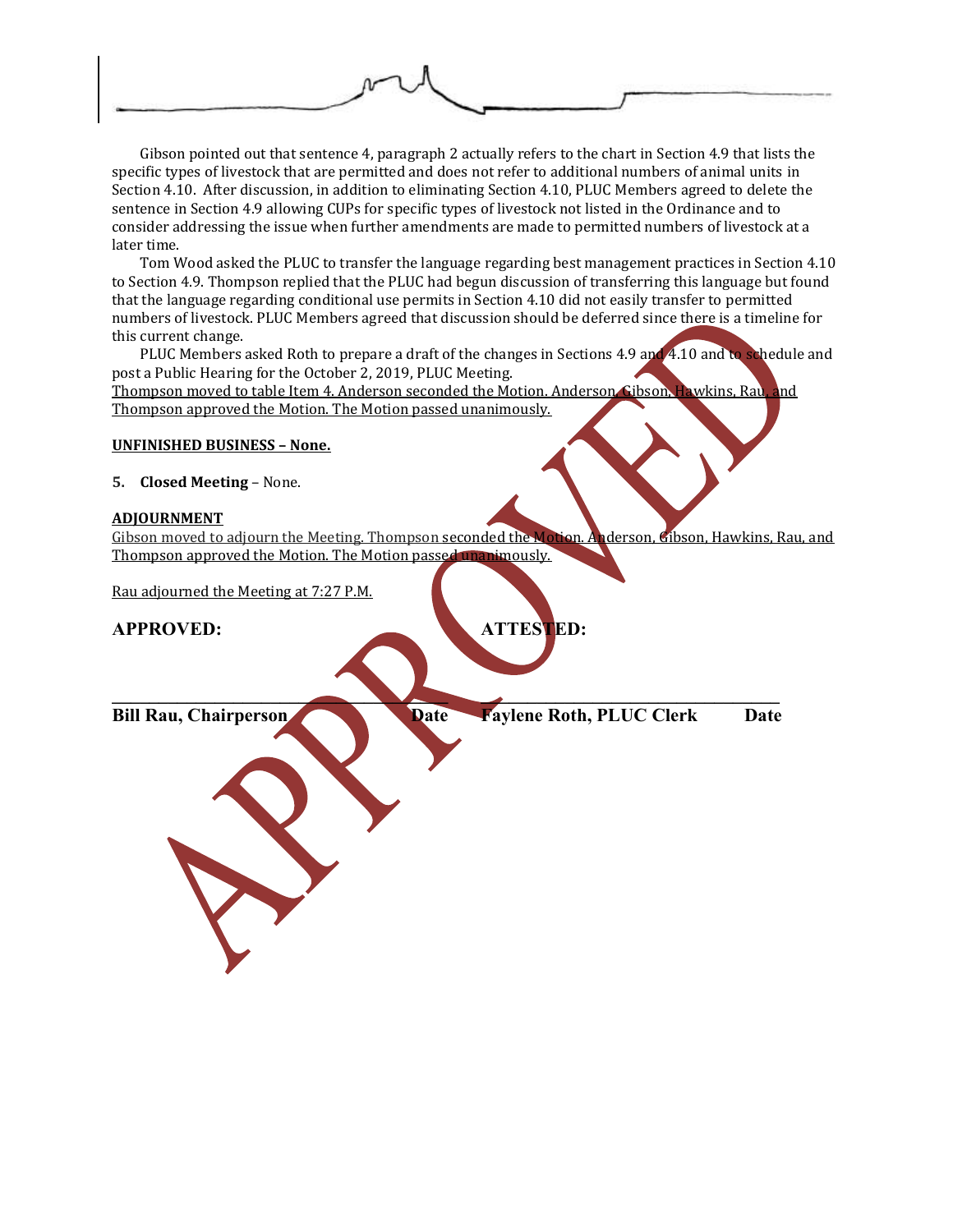Gibson pointed out that sentence 4, paragraph 2 actually refers to the chart in Section 4.9 that lists the specific types of livestock that are permitted and does not refer to additional numbers of animal units in Section 4.10. After discussion, in addition to eliminating Section 4.10, PLUC Members agreed to delete the sentence in Section 4.9 allowing CUPs for specific types of livestock not listed in the Ordinance and to consider addressing the issue when further amendments are made to permitted numbers of livestock at a later time.

Tom Wood asked the PLUC to transfer the language regarding best management practices in Section 4.10 to Section 4.9. Thompson replied that the PLUC had begun discussion of transferring this language but found that the language regarding conditional use permits in Section 4.10 did not easily transfer to permitted numbers of livestock. PLUC Members agreed that discussion should be deferred since there is a timeline for this current change.

PLUC Members asked Roth to prepare a draft of the changes in Sections 4.9 and 4.10 and to schedule and post a Public Hearing for the October 2, 2019, PLUC Meeting.

Thompson moved to table Item 4. Anderson seconded the Motion. Anderson, Gibson, Hawkins, Rau, and Thompson approved the Motion. The Motion passed unanimously.

**UNFINISHED BUSINESS – None.**

**5. Closed Meeting** – None.

**ADJOURNMENT**

Gibson moved to adjourn the Meeting. Thompson seconded the Motion. Anderson, Gibson, Hawkins, Rau, and Thompson approved the Motion. The Motion passed unanimously.

Rau adjourned the Meeting at 7:27 P.M.

**APPROVED:** **ATTESTED:**

___________________________________________________________________

**Bill Rau, Chairperson** **Date** **Faylene Roth, PLUC Clerk** **Date**

APPROVED